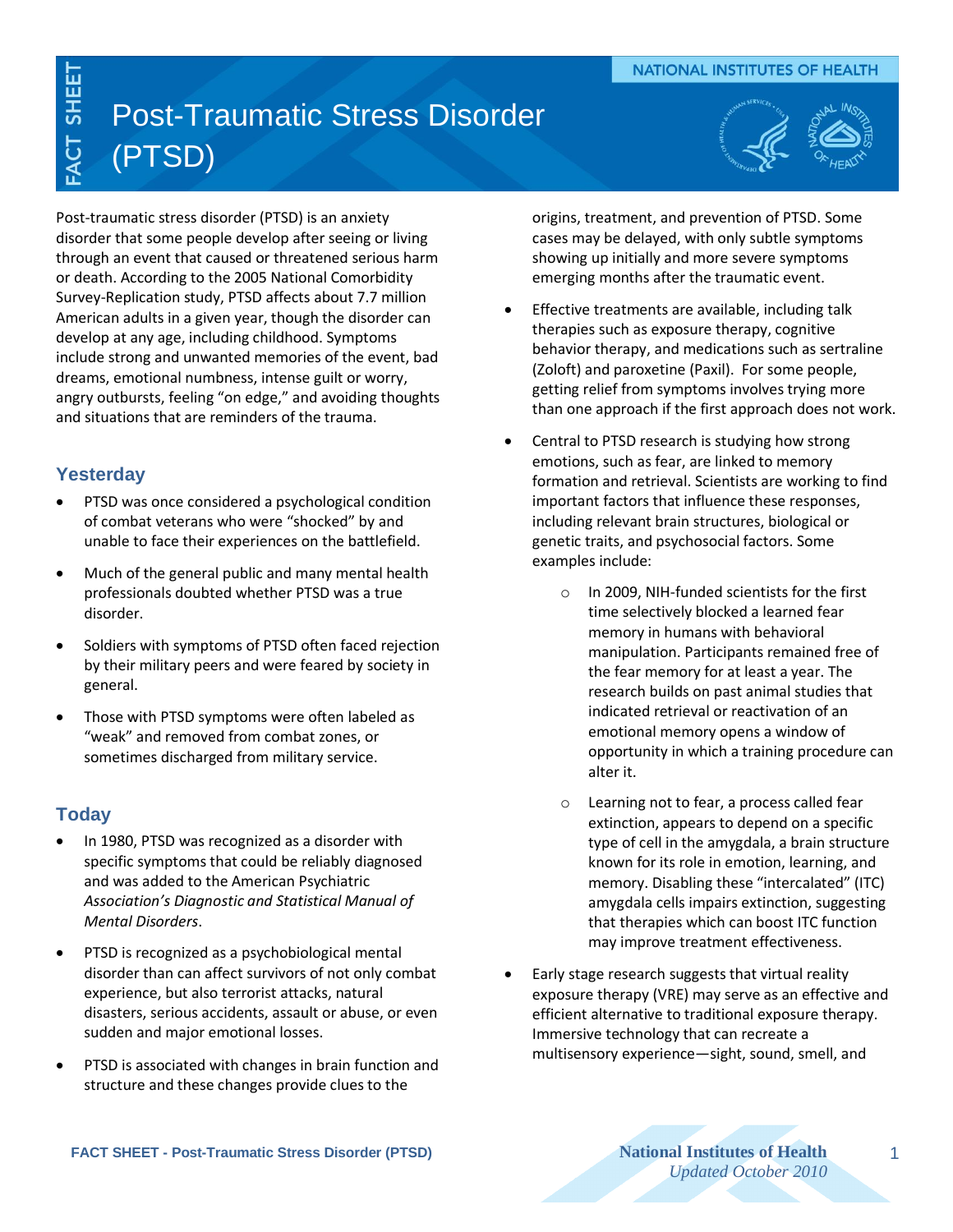# Post-Traumatic Stress Disorder (PTSD)

Post-traumatic stress disorder (PTSD) is an anxiety disorder that some people develop after seeing or living through an event that caused or threatened serious harm or death. According to the 2005 National Comorbidity Survey-Replication study, PTSD affects about 7.7 million American adults in a given year, though the disorder can develop at any age, including childhood. Symptoms include strong and unwanted memories of the event, bad dreams, emotional numbness, intense guilt or worry, angry outbursts, feeling "on edge," and avoiding thoughts and situations that are reminders of the trauma.

## Yesterday

- PTSD was once considered a psychological condition of combat veterans who were "shocked" by and unable to face their experiences on the battlefield.
- Much of the general public and many mental health professionals doubted whether PTSD was a true disorder.
- Soldiers with symptoms of PTSD often faced rejection by their military peers and were feared by society in general.
- Those with PTSD symptoms were often labeled as "weak" and removed from combat zones, or sometimes discharged from military service.

## Today

- In 1980, PTSD was recognized as a disorder with specific symptoms that could be reliably diagnosed and was added to the American Psychiatric Association's *Diagnostic and Statistical Manual of Mental Disorders*.
- PTSD is recognized as a psychobiological mental disorder than can affect survivors of not only combat experience, but also terrorist attacks, natural disasters, serious accidents, assault or abuse, or even sudden and major emotional losses.
- PTSD is associated with changes in brain function and structure and these changes provide clues to the origins, treatment, and prevention of PTSD. Some cases may be delayed, with only subtle symptoms showing up initially and more severe symptoms emerging months after the traumatic event.
- Effective treatments are available, including talk therapies such as exposure therapy, cognitive behavior therapy, and medications such as sertraline (Zoloft) and paroxetine (Paxil). For some people, getting relief from symptoms involves trying more than one approach if the first approach does not work.
- Central to PTSD research is studying how strong emotions, such as fear, are linked to memory formation and retrieval. Scientists are working to find important factors that influence these responses, including relevant brain structures, biological or genetic traits, and psychosocial factors. Some examples include:
  - In 2009, NIH-funded scientists for the first time selectively blocked a learned fear memory in humans with behavioral manipulation. Participants remained free of the fear memory for at least a year. The research builds on past animal studies that indicated retrieval or reactivation of an emotional memory opens a window of opportunity in which a training procedure can alter it.
  - Learning not to fear, a process called fear extinction, appears to depend on a specific type of cell in the amygdala, a brain structure known for its role in emotion, learning, and memory. Disabling these "intercalated" (ITC) amygdala cells impairs extinction, suggesting that therapies which can boost ITC function may improve treatment effectiveness.
- Early stage research suggests that virtual reality exposure therapy (VRE) may serve as an effective and efficient alternative to traditional exposure therapy. Immersive technology that can recreate a multisensory experience—sight, sound, smell, and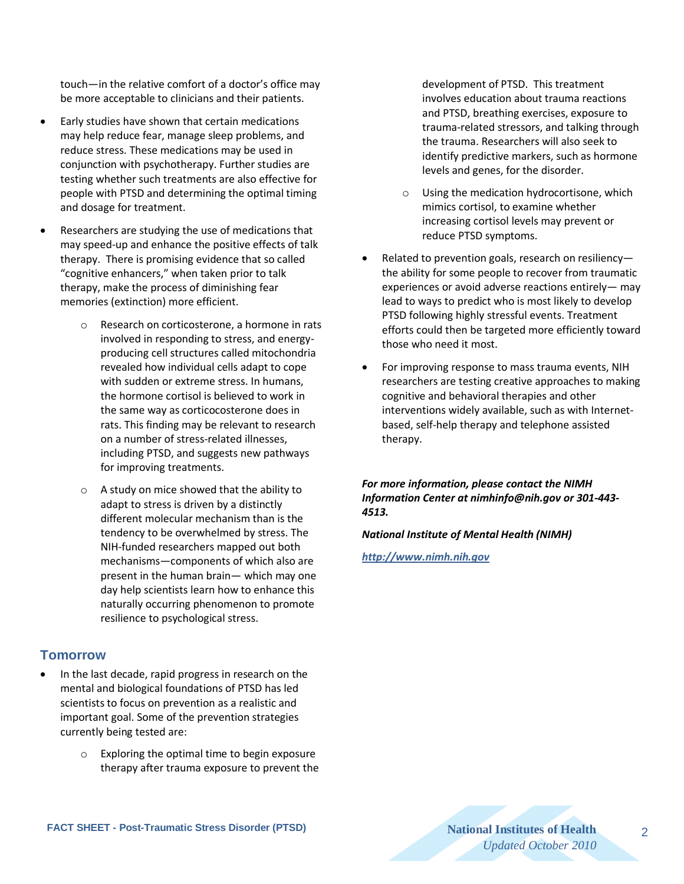touch—in the relative comfort of a doctor's office may be more acceptable to clinicians and their patients.

- Early studies have shown that certain medications may help reduce fear, manage sleep problems, and reduce stress. These medications may be used in conjunction with psychotherapy. Further studies are testing whether such treatments are also effective for people with PTSD and determining the optimal timing and dosage for treatment.
- Researchers are studying the use of medications that may speed-up and enhance the positive effects of talk therapy. There is promising evidence that so called "cognitive enhancers," when taken prior to talk therapy, make the process of diminishing fear memories (extinction) more efficient.
    - Research on corticosterone, a hormone in rats involved in responding to stress, and energy-producing cell structures called mitochondria revealed how individual cells adapt to cope with sudden or extreme stress. In humans, the hormone cortisol is believed to work in the same way as corticocosterone does in rats. This finding may be relevant to research on a number of stress-related illnesses, including PTSD, and suggests new pathways for improving treatments.
    - A study on mice showed that the ability to adapt to stress is driven by a distinctly different molecular mechanism than is the tendency to be overwhelmed by stress. The NIH-funded researchers mapped out both mechanisms—components of which also are present in the human brain— which may one day help scientists learn how to enhance this naturally occurring phenomenon to promote resilience to psychological stress.

## Tomorrow

- In the last decade, rapid progress in research on the mental and biological foundations of PTSD has led scientists to focus on prevention as a realistic and important goal. Some of the prevention strategies currently being tested are:
    - Exploring the optimal time to begin exposure therapy after trauma exposure to prevent the development of PTSD. This treatment involves education about trauma reactions and PTSD, breathing exercises, exposure to trauma-related stressors, and talking through the trauma. Researchers will also seek to identify predictive markers, such as hormone levels and genes, for the disorder.
    - Using the medication hydrocortisone, which mimics cortisol, to examine whether increasing cortisol levels may prevent or reduce PTSD symptoms.
- Related to prevention goals, research on resiliency—the ability for some people to recover from traumatic experiences or avoid adverse reactions entirely— may lead to ways to predict who is most likely to develop PTSD following highly stressful events. Treatment efforts could then be targeted more efficiently toward those who need it most.
- For improving response to mass trauma events, NIH researchers are testing creative approaches to making cognitive and behavioral therapies and other interventions widely available, such as with Internet-based, self-help therapy and telephone assisted therapy.

***For more information, please contact the NIMH Information Center at nimhinfo@nih.gov or 301-443-4513.***

***National Institute of Mental Health (NIMH)***

***http://www.nimh.nih.gov***